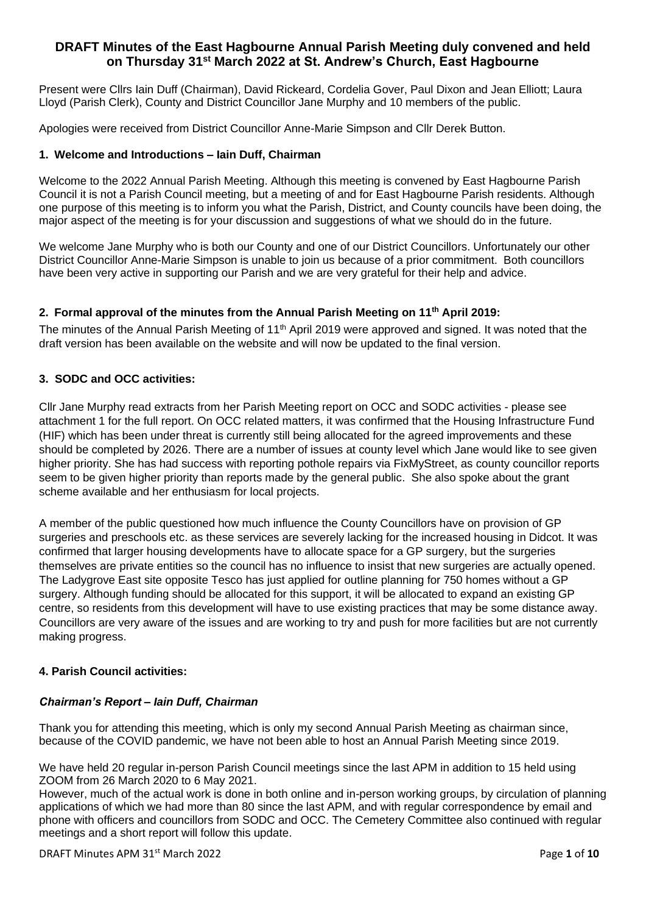# DRAFT Minutes of the East Hagbourne Annual Parish Meeting duly convened and held on Thursday 31st March 2022 at St. Andrew's Church, East Hagbourne

Present were Cllrs Iain Duff (Chairman), David Rickeard, Cordelia Gover, Paul Dixon and Jean Elliott; Laura Lloyd (Parish Clerk), County and District Councillor Jane Murphy and 10 members of the public.

Apologies were received from District Councillor Anne-Marie Simpson and Cllr Derek Button.

### 1. Welcome and Introductions – Iain Duff, Chairman

Welcome to the 2022 Annual Parish Meeting. Although this meeting is convened by East Hagbourne Parish Council it is not a Parish Council meeting, but a meeting of and for East Hagbourne Parish residents. Although one purpose of this meeting is to inform you what the Parish, District, and County councils have been doing, the major aspect of the meeting is for your discussion and suggestions of what we should do in the future.

We welcome Jane Murphy who is both our County and one of our District Councillors. Unfortunately our other District Councillor Anne-Marie Simpson is unable to join us because of a prior commitment. Both councillors have been very active in supporting our Parish and we are very grateful for their help and advice.

### 2. Formal approval of the minutes from the Annual Parish Meeting on 11th April 2019:

The minutes of the Annual Parish Meeting of 11th April 2019 were approved and signed. It was noted that the draft version has been available on the website and will now be updated to the final version.

### 3. SODC and OCC activities:

Cllr Jane Murphy read extracts from her Parish Meeting report on OCC and SODC activities - please see attachment 1 for the full report. On OCC related matters, it was confirmed that the Housing Infrastructure Fund (HIF) which has been under threat is currently still being allocated for the agreed improvements and these should be completed by 2026. There are a number of issues at county level which Jane would like to see given higher priority. She has had success with reporting pothole repairs via FixMyStreet, as county councillor reports seem to be given higher priority than reports made by the general public. She also spoke about the grant scheme available and her enthusiasm for local projects.

A member of the public questioned how much influence the County Councillors have on provision of GP surgeries and preschools etc. as these services are severely lacking for the increased housing in Didcot. It was confirmed that larger housing developments have to allocate space for a GP surgery, but the surgeries themselves are private entities so the council has no influence to insist that new surgeries are actually opened. The Ladygrove East site opposite Tesco has just applied for outline planning for 750 homes without a GP surgery. Although funding should be allocated for this support, it will be allocated to expand an existing GP centre, so residents from this development will have to use existing practices that may be some distance away. Councillors are very aware of the issues and are working to try and push for more facilities but are not currently making progress.

### 4. Parish Council activities:

#### *Chairman's Report – Iain Duff, Chairman*

Thank you for attending this meeting, which is only my second Annual Parish Meeting as chairman since, because of the COVID pandemic, we have not been able to host an Annual Parish Meeting since 2019.

We have held 20 regular in-person Parish Council meetings since the last APM in addition to 15 held using ZOOM from 26 March 2020 to 6 May 2021.

However, much of the actual work is done in both online and in-person working groups, by circulation of planning applications of which we had more than 80 since the last APM, and with regular correspondence by email and phone with officers and councillors from SODC and OCC. The Cemetery Committee also continued with regular meetings and a short report will follow this update.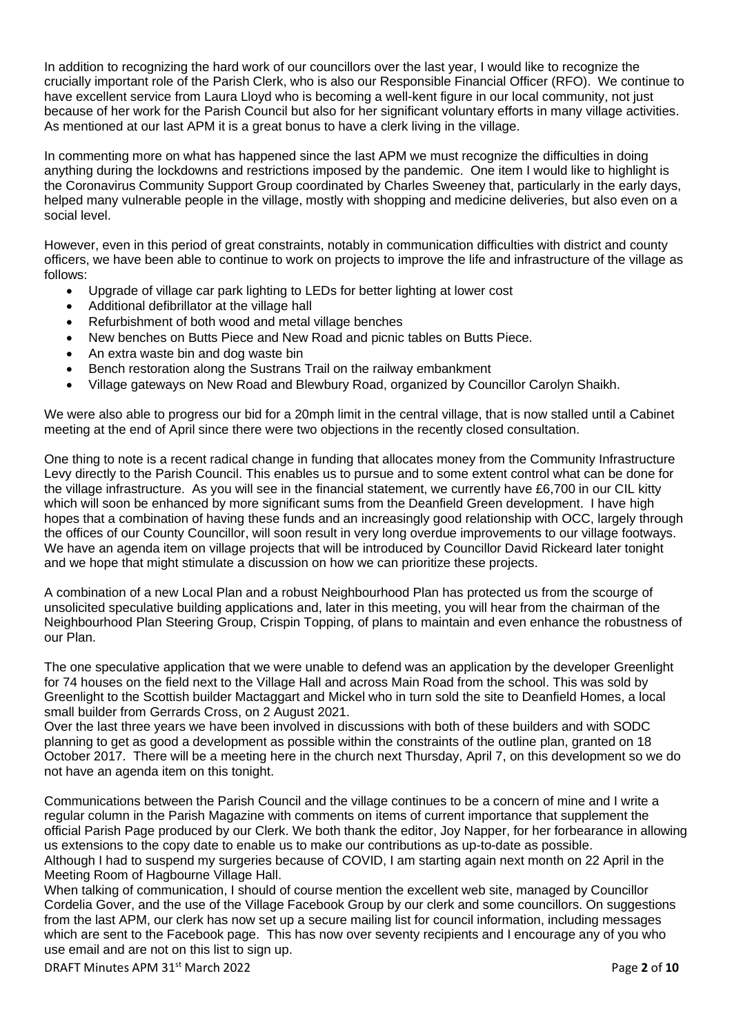In addition to recognizing the hard work of our councillors over the last year, I would like to recognize the crucially important role of the Parish Clerk, who is also our Responsible Financial Officer (RFO). We continue to have excellent service from Laura Lloyd who is becoming a well-kent figure in our local community, not just because of her work for the Parish Council but also for her significant voluntary efforts in many village activities. As mentioned at our last APM it is a great bonus to have a clerk living in the village.

In commenting more on what has happened since the last APM we must recognize the difficulties in doing anything during the lockdowns and restrictions imposed by the pandemic. One item I would like to highlight is the Coronavirus Community Support Group coordinated by Charles Sweeney that, particularly in the early days, helped many vulnerable people in the village, mostly with shopping and medicine deliveries, but also even on a social level.

However, even in this period of great constraints, notably in communication difficulties with district and county officers, we have been able to continue to work on projects to improve the life and infrastructure of the village as follows:

- Upgrade of village car park lighting to LEDs for better lighting at lower cost
- Additional defibrillator at the village hall
- Refurbishment of both wood and metal village benches
- New benches on Butts Piece and New Road and picnic tables on Butts Piece.
- An extra waste bin and dog waste bin
- Bench restoration along the Sustrans Trail on the railway embankment
- Village gateways on New Road and Blewbury Road, organized by Councillor Carolyn Shaikh.

We were also able to progress our bid for a 20mph limit in the central village, that is now stalled until a Cabinet meeting at the end of April since there were two objections in the recently closed consultation.

One thing to note is a recent radical change in funding that allocates money from the Community Infrastructure Levy directly to the Parish Council. This enables us to pursue and to some extent control what can be done for the village infrastructure. As you will see in the financial statement, we currently have £6,700 in our CIL kitty which will soon be enhanced by more significant sums from the Deanfield Green development. I have high hopes that a combination of having these funds and an increasingly good relationship with OCC, largely through the offices of our County Councillor, will soon result in very long overdue improvements to our village footways. We have an agenda item on village projects that will be introduced by Councillor David Rickeard later tonight and we hope that might stimulate a discussion on how we can prioritize these projects.

A combination of a new Local Plan and a robust Neighbourhood Plan has protected us from the scourge of unsolicited speculative building applications and, later in this meeting, you will hear from the chairman of the Neighbourhood Plan Steering Group, Crispin Topping, of plans to maintain and even enhance the robustness of our Plan.

The one speculative application that we were unable to defend was an application by the developer Greenlight for 74 houses on the field next to the Village Hall and across Main Road from the school. This was sold by Greenlight to the Scottish builder Mactaggart and Mickel who in turn sold the site to Deanfield Homes, a local small builder from Gerrards Cross, on 2 August 2021.

Over the last three years we have been involved in discussions with both of these builders and with SODC planning to get as good a development as possible within the constraints of the outline plan, granted on 18 October 2017. There will be a meeting here in the church next Thursday, April 7, on this development so we do not have an agenda item on this tonight.

Communications between the Parish Council and the village continues to be a concern of mine and I write a regular column in the Parish Magazine with comments on items of current importance that supplement the official Parish Page produced by our Clerk. We both thank the editor, Joy Napper, for her forbearance in allowing us extensions to the copy date to enable us to make our contributions as up-to-date as possible.

Although I had to suspend my surgeries because of COVID, I am starting again next month on 22 April in the Meeting Room of Hagbourne Village Hall.

When talking of communication, I should of course mention the excellent web site, managed by Councillor Cordelia Gover, and the use of the Village Facebook Group by our clerk and some councillors. On suggestions from the last APM, our clerk has now set up a secure mailing list for council information, including messages which are sent to the Facebook page. This has now over seventy recipients and I encourage any of you who use email and are not on this list to sign up.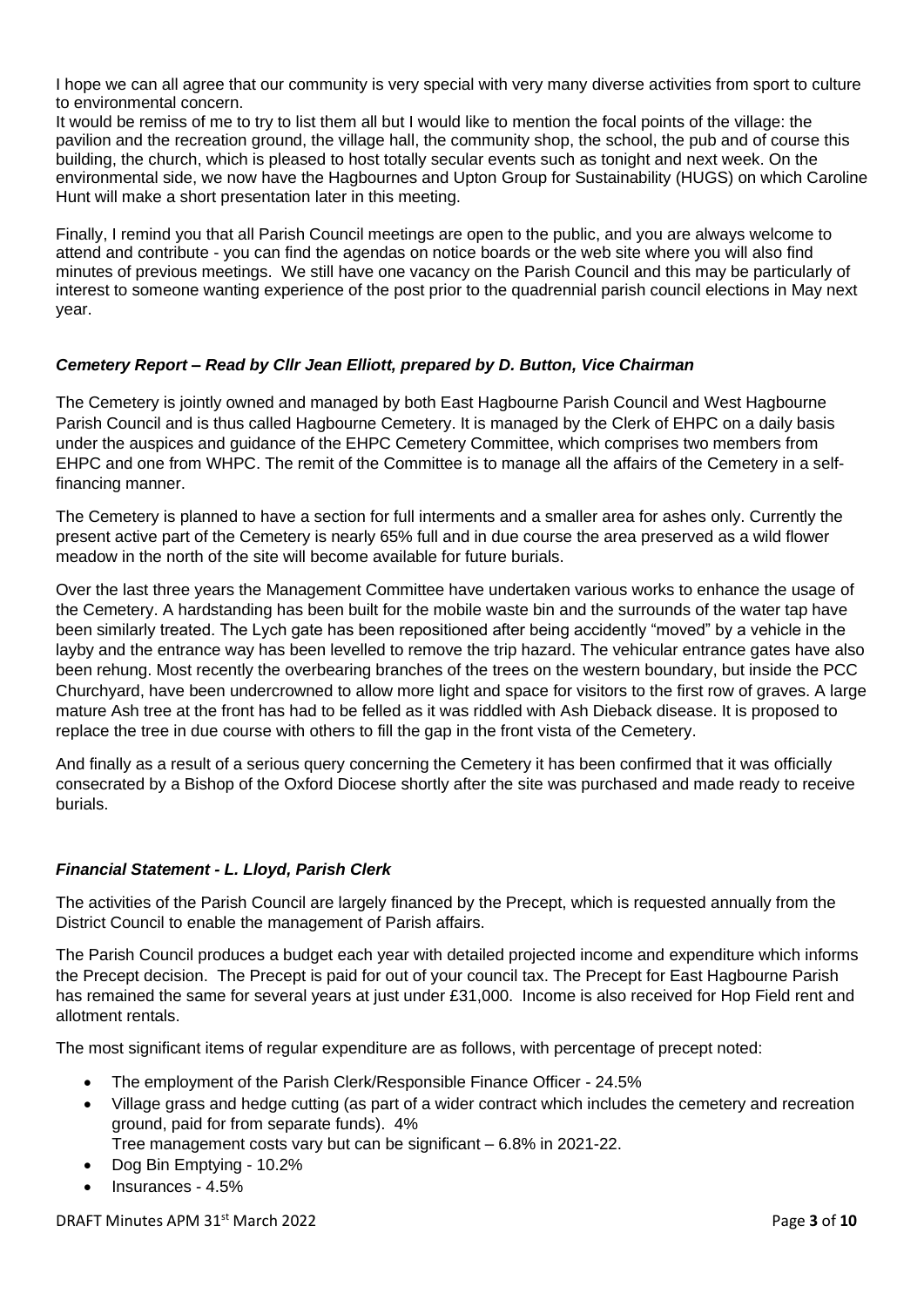I hope we can all agree that our community is very special with very many diverse activities from sport to culture to environmental concern.
It would be remiss of me to try to list them all but I would like to mention the focal points of the village: the pavilion and the recreation ground, the village hall, the community shop, the school, the pub and of course this building, the church, which is pleased to host totally secular events such as tonight and next week. On the environmental side, we now have the Hagbournes and Upton Group for Sustainability (HUGS) on which Caroline Hunt will make a short presentation later in this meeting.

Finally, I remind you that all Parish Council meetings are open to the public, and you are always welcome to attend and contribute - you can find the agendas on notice boards or the web site where you will also find minutes of previous meetings. We still have one vacancy on the Parish Council and this may be particularly of interest to someone wanting experience of the post prior to the quadrennial parish council elections in May next year.

### *Cemetery Report – Read by Cllr Jean Elliott, prepared by D. Button, Vice Chairman*

The Cemetery is jointly owned and managed by both East Hagbourne Parish Council and West Hagbourne Parish Council and is thus called Hagbourne Cemetery. It is managed by the Clerk of EHPC on a daily basis under the auspices and guidance of the EHPC Cemetery Committee, which comprises two members from EHPC and one from WHPC. The remit of the Committee is to manage all the affairs of the Cemetery in a self-financing manner.

The Cemetery is planned to have a section for full interments and a smaller area for ashes only. Currently the present active part of the Cemetery is nearly 65% full and in due course the area preserved as a wild flower meadow in the north of the site will become available for future burials.

Over the last three years the Management Committee have undertaken various works to enhance the usage of the Cemetery. A hardstanding has been built for the mobile waste bin and the surrounds of the water tap have been similarly treated. The Lych gate has been repositioned after being accidently "moved" by a vehicle in the layby and the entrance way has been levelled to remove the trip hazard. The vehicular entrance gates have also been rehung. Most recently the overbearing branches of the trees on the western boundary, but inside the PCC Churchyard, have been undercrowned to allow more light and space for visitors to the first row of graves. A large mature Ash tree at the front has had to be felled as it was riddled with Ash Dieback disease. It is proposed to replace the tree in due course with others to fill the gap in the front vista of the Cemetery.

And finally as a result of a serious query concerning the Cemetery it has been confirmed that it was officially consecrated by a Bishop of the Oxford Diocese shortly after the site was purchased and made ready to receive burials.

### *Financial Statement - L. Lloyd, Parish Clerk*

The activities of the Parish Council are largely financed by the Precept, which is requested annually from the District Council to enable the management of Parish affairs.

The Parish Council produces a budget each year with detailed projected income and expenditure which informs the Precept decision. The Precept is paid for out of your council tax. The Precept for East Hagbourne Parish has remained the same for several years at just under £31,000. Income is also received for Hop Field rent and allotment rentals.

The most significant items of regular expenditure are as follows, with percentage of precept noted:

- The employment of the Parish Clerk/Responsible Finance Officer - 24.5%
- Village grass and hedge cutting (as part of a wider contract which includes the cemetery and recreation ground, paid for from separate funds). 4%
  Tree management costs vary but can be significant – 6.8% in 2021-22.
- Dog Bin Emptying - 10.2%
- Insurances - 4.5%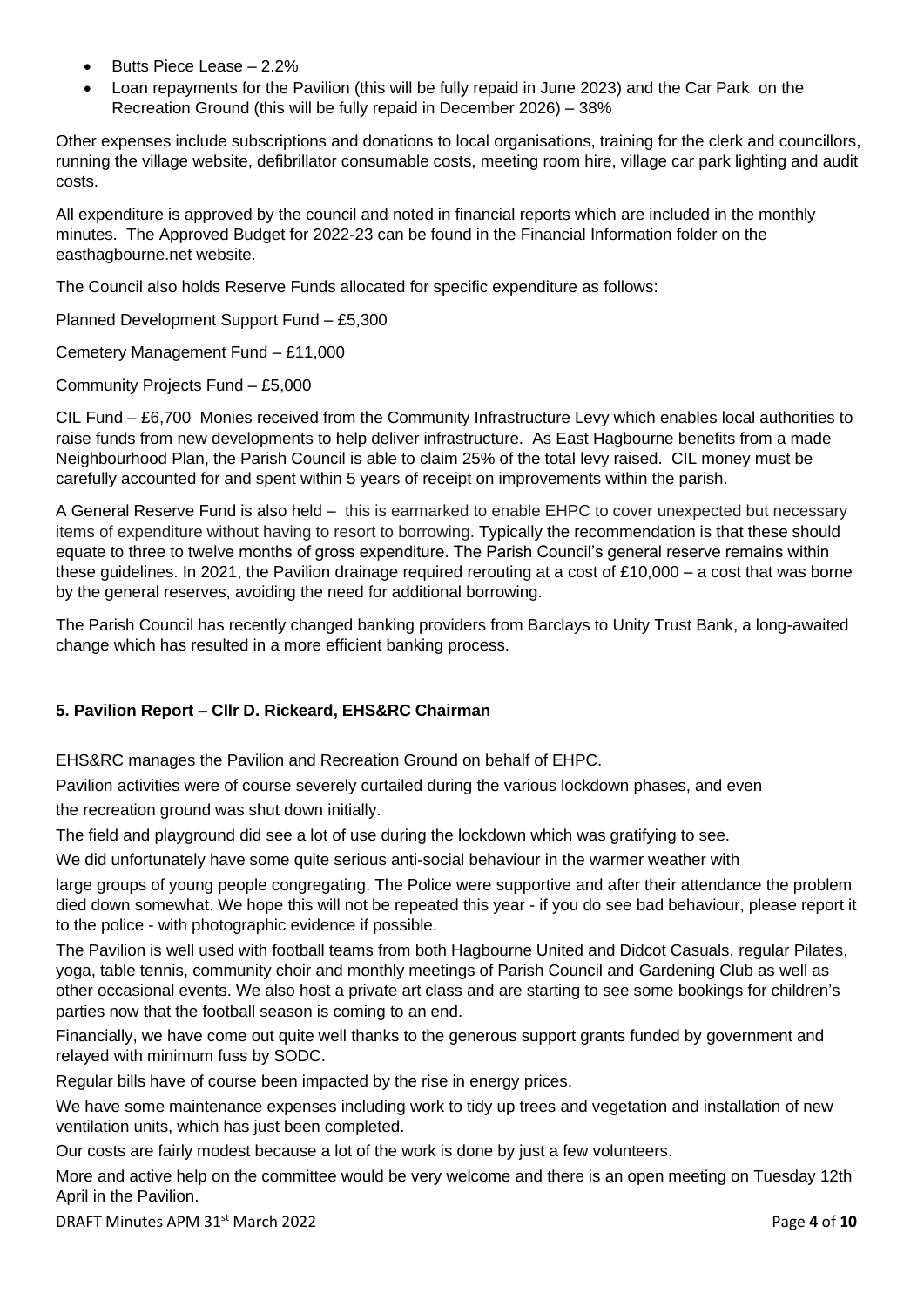- Butts Piece Lease – 2.2%
- Loan repayments for the Pavilion (this will be fully repaid in June 2023) and the Car Park on the Recreation Ground (this will be fully repaid in December 2026) – 38%

Other expenses include subscriptions and donations to local organisations, training for the clerk and councillors, running the village website, defibrillator consumable costs, meeting room hire, village car park lighting and audit costs.

All expenditure is approved by the council and noted in financial reports which are included in the monthly minutes. The Approved Budget for 2022-23 can be found in the Financial Information folder on the easthagbourne.net website.

The Council also holds Reserve Funds allocated for specific expenditure as follows:

Planned Development Support Fund – £5,300

Cemetery Management Fund – £11,000

Community Projects Fund – £5,000

CIL Fund – £6,700 Monies received from the Community Infrastructure Levy which enables local authorities to raise funds from new developments to help deliver infrastructure. As East Hagbourne benefits from a made Neighbourhood Plan, the Parish Council is able to claim 25% of the total levy raised. CIL money must be carefully accounted for and spent within 5 years of receipt on improvements within the parish.

A General Reserve Fund is also held – this is earmarked to enable EHPC to cover unexpected but necessary items of expenditure without having to resort to borrowing. Typically the recommendation is that these should equate to three to twelve months of gross expenditure. The Parish Council's general reserve remains within these guidelines. In 2021, the Pavilion drainage required rerouting at a cost of £10,000 – a cost that was borne by the general reserves, avoiding the need for additional borrowing.

The Parish Council has recently changed banking providers from Barclays to Unity Trust Bank, a long-awaited change which has resulted in a more efficient banking process.

**5. Pavilion Report – Cllr D. Rickeard, EHS&RC Chairman**

EHS&RC manages the Pavilion and Recreation Ground on behalf of EHPC.

Pavilion activities were of course severely curtailed during the various lockdown phases, and even the recreation ground was shut down initially.

The field and playground did see a lot of use during the lockdown which was gratifying to see.

We did unfortunately have some quite serious anti-social behaviour in the warmer weather with large groups of young people congregating. The Police were supportive and after their attendance the problem died down somewhat. We hope this will not be repeated this year - if you do see bad behaviour, please report it to the police - with photographic evidence if possible.

The Pavilion is well used with football teams from both Hagbourne United and Didcot Casuals, regular Pilates, yoga, table tennis, community choir and monthly meetings of Parish Council and Gardening Club as well as other occasional events. We also host a private art class and are starting to see some bookings for children's parties now that the football season is coming to an end.

Financially, we have come out quite well thanks to the generous support grants funded by government and relayed with minimum fuss by SODC.

Regular bills have of course been impacted by the rise in energy prices.

We have some maintenance expenses including work to tidy up trees and vegetation and installation of new ventilation units, which has just been completed.

Our costs are fairly modest because a lot of the work is done by just a few volunteers.

More and active help on the committee would be very welcome and there is an open meeting on Tuesday 12th April in the Pavilion.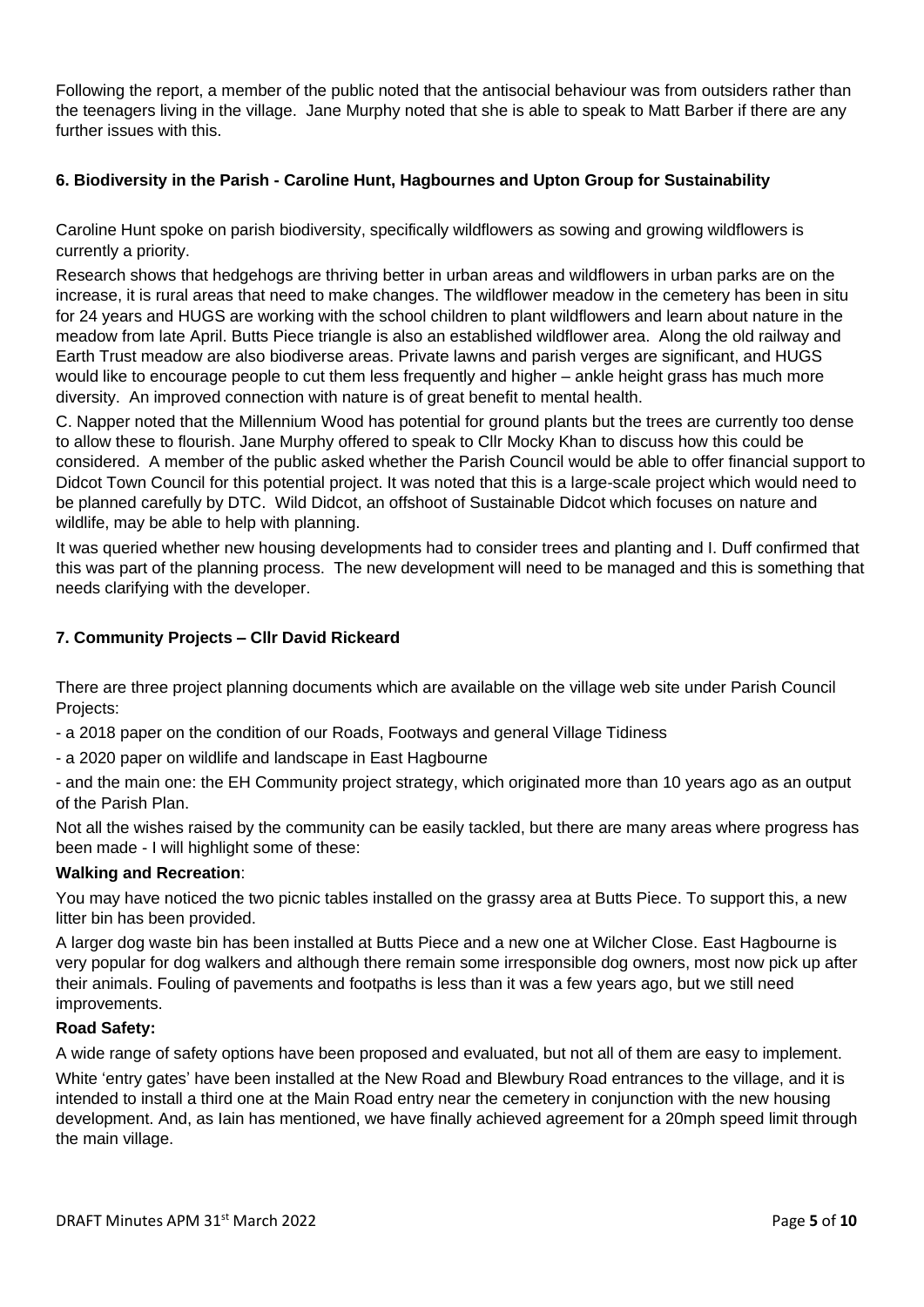Following the report, a member of the public noted that the antisocial behaviour was from outsiders rather than the teenagers living in the village. Jane Murphy noted that she is able to speak to Matt Barber if there are any further issues with this.

### 6. Biodiversity in the Parish - Caroline Hunt, Hagbournes and Upton Group for Sustainability

Caroline Hunt spoke on parish biodiversity, specifically wildflowers as sowing and growing wildflowers is currently a priority.

Research shows that hedgehogs are thriving better in urban areas and wildflowers in urban parks are on the increase, it is rural areas that need to make changes. The wildflower meadow in the cemetery has been in situ for 24 years and HUGS are working with the school children to plant wildflowers and learn about nature in the meadow from late April. Butts Piece triangle is also an established wildflower area. Along the old railway and Earth Trust meadow are also biodiverse areas. Private lawns and parish verges are significant, and HUGS would like to encourage people to cut them less frequently and higher – ankle height grass has much more diversity. An improved connection with nature is of great benefit to mental health.

C. Napper noted that the Millennium Wood has potential for ground plants but the trees are currently too dense to allow these to flourish. Jane Murphy offered to speak to Cllr Mocky Khan to discuss how this could be considered. A member of the public asked whether the Parish Council would be able to offer financial support to Didcot Town Council for this potential project. It was noted that this is a large-scale project which would need to be planned carefully by DTC. Wild Didcot, an offshoot of Sustainable Didcot which focuses on nature and wildlife, may be able to help with planning.

It was queried whether new housing developments had to consider trees and planting and I. Duff confirmed that this was part of the planning process. The new development will need to be managed and this is something that needs clarifying with the developer.

### 7. Community Projects – Cllr David Rickeard

There are three project planning documents which are available on the village web site under Parish Council Projects:

- a 2018 paper on the condition of our Roads, Footways and general Village Tidiness
- a 2020 paper on wildlife and landscape in East Hagbourne
- and the main one: the EH Community project strategy, which originated more than 10 years ago as an output of the Parish Plan.

Not all the wishes raised by the community can be easily tackled, but there are many areas where progress has been made - I will highlight some of these:

**Walking and Recreation**:

You may have noticed the two picnic tables installed on the grassy area at Butts Piece. To support this, a new litter bin has been provided.

A larger dog waste bin has been installed at Butts Piece and a new one at Wilcher Close. East Hagbourne is very popular for dog walkers and although there remain some irresponsible dog owners, most now pick up after their animals. Fouling of pavements and footpaths is less than it was a few years ago, but we still need improvements.

**Road Safety:**

A wide range of safety options have been proposed and evaluated, but not all of them are easy to implement.

White 'entry gates' have been installed at the New Road and Blewbury Road entrances to the village, and it is intended to install a third one at the Main Road entry near the cemetery in conjunction with the new housing development. And, as Iain has mentioned, we have finally achieved agreement for a 20mph speed limit through the main village.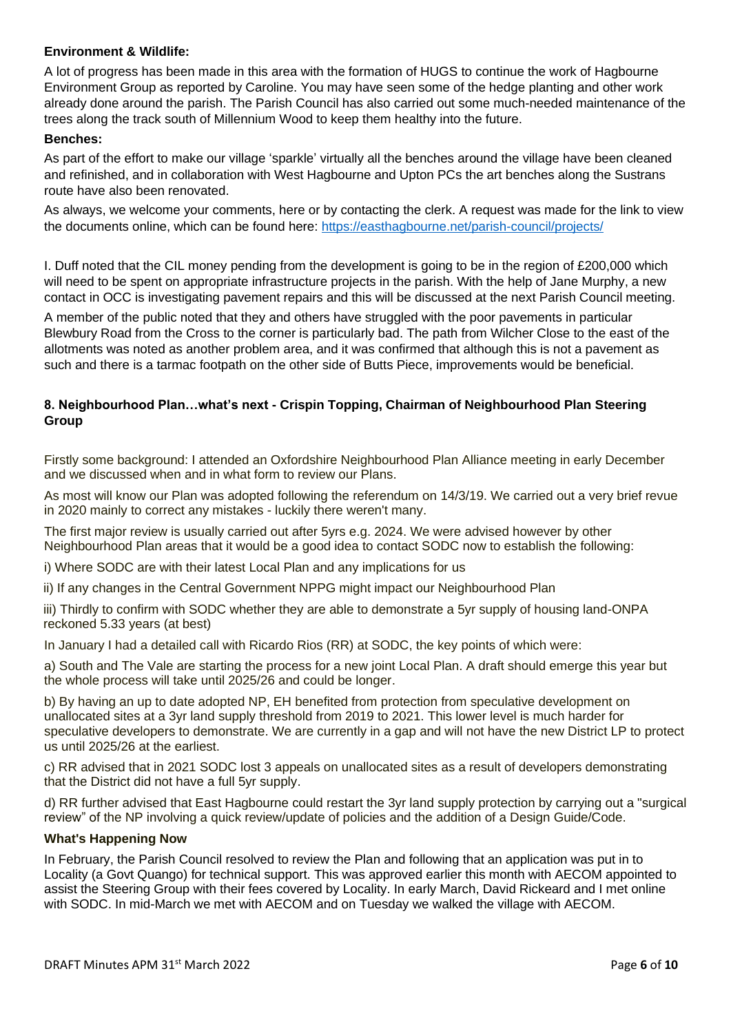**Environment & Wildlife:**

A lot of progress has been made in this area with the formation of HUGS to continue the work of Hagbourne Environment Group as reported by Caroline. You may have seen some of the hedge planting and other work already done around the parish. The Parish Council has also carried out some much-needed maintenance of the trees along the track south of Millennium Wood to keep them healthy into the future.

**Benches:**

As part of the effort to make our village 'sparkle' virtually all the benches around the village have been cleaned and refinished, and in collaboration with West Hagbourne and Upton PCs the art benches along the Sustrans route have also been renovated.

As always, we welcome your comments, here or by contacting the clerk. A request was made for the link to view the documents online, which can be found here: https://easthagbourne.net/parish-council/projects/

I. Duff noted that the CIL money pending from the development is going to be in the region of £200,000 which will need to be spent on appropriate infrastructure projects in the parish. With the help of Jane Murphy, a new contact in OCC is investigating pavement repairs and this will be discussed at the next Parish Council meeting.

A member of the public noted that they and others have struggled with the poor pavements in particular Blewbury Road from the Cross to the corner is particularly bad. The path from Wilcher Close to the east of the allotments was noted as another problem area, and it was confirmed that although this is not a pavement as such and there is a tarmac footpath on the other side of Butts Piece, improvements would be beneficial.

### 8. Neighbourhood Plan…what's next - Crispin Topping, Chairman of Neighbourhood Plan Steering Group

Firstly some background: I attended an Oxfordshire Neighbourhood Plan Alliance meeting in early December and we discussed when and in what form to review our Plans.

As most will know our Plan was adopted following the referendum on 14/3/19. We carried out a very brief revue in 2020 mainly to correct any mistakes - luckily there weren't many.

The first major review is usually carried out after 5yrs e.g. 2024. We were advised however by other Neighbourhood Plan areas that it would be a good idea to contact SODC now to establish the following:

i) Where SODC are with their latest Local Plan and any implications for us

ii) If any changes in the Central Government NPPG might impact our Neighbourhood Plan

iii) Thirdly to confirm with SODC whether they are able to demonstrate a 5yr supply of housing land-ONPA reckoned 5.33 years (at best)

In January I had a detailed call with Ricardo Rios (RR) at SODC, the key points of which were:

a) South and The Vale are starting the process for a new joint Local Plan. A draft should emerge this year but the whole process will take until 2025/26 and could be longer.

b) By having an up to date adopted NP, EH benefited from protection from speculative development on unallocated sites at a 3yr land supply threshold from 2019 to 2021. This lower level is much harder for speculative developers to demonstrate. We are currently in a gap and will not have the new District LP to protect us until 2025/26 at the earliest.

c) RR advised that in 2021 SODC lost 3 appeals on unallocated sites as a result of developers demonstrating that the District did not have a full 5yr supply.

d) RR further advised that East Hagbourne could restart the 3yr land supply protection by carrying out a "surgical review" of the NP involving a quick review/update of policies and the addition of a Design Guide/Code.

**What's Happening Now**

In February, the Parish Council resolved to review the Plan and following that an application was put in to Locality (a Govt Quango) for technical support. This was approved earlier this month with AECOM appointed to assist the Steering Group with their fees covered by Locality. In early March, David Rickeard and I met online with SODC. In mid-March we met with AECOM and on Tuesday we walked the village with AECOM.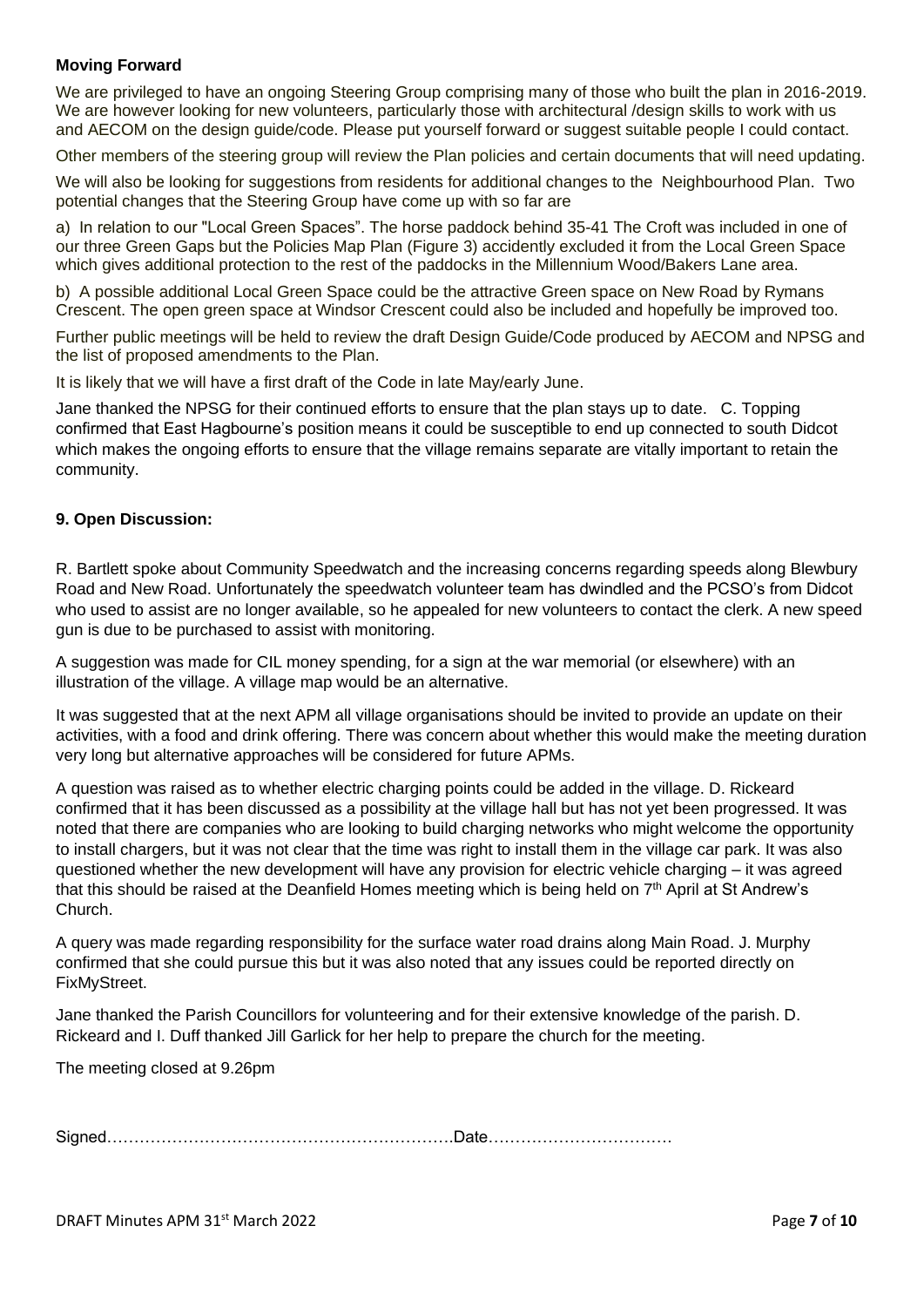**Moving Forward**

We are privileged to have an ongoing Steering Group comprising many of those who built the plan in 2016-2019. We are however looking for new volunteers, particularly those with architectural /design skills to work with us and AECOM on the design guide/code. Please put yourself forward or suggest suitable people I could contact.

Other members of the steering group will review the Plan policies and certain documents that will need updating.

We will also be looking for suggestions from residents for additional changes to the Neighbourhood Plan. Two potential changes that the Steering Group have come up with so far are

a) In relation to our "Local Green Spaces". The horse paddock behind 35-41 The Croft was included in one of our three Green Gaps but the Policies Map Plan (Figure 3) accidently excluded it from the Local Green Space which gives additional protection to the rest of the paddocks in the Millennium Wood/Bakers Lane area.

b) A possible additional Local Green Space could be the attractive Green space on New Road by Rymans Crescent. The open green space at Windsor Crescent could also be included and hopefully be improved too.

Further public meetings will be held to review the draft Design Guide/Code produced by AECOM and NPSG and the list of proposed amendments to the Plan.

It is likely that we will have a first draft of the Code in late May/early June.

Jane thanked the NPSG for their continued efforts to ensure that the plan stays up to date. C. Topping confirmed that East Hagbourne's position means it could be susceptible to end up connected to south Didcot which makes the ongoing efforts to ensure that the village remains separate are vitally important to retain the community.

**9. Open Discussion:**

R. Bartlett spoke about Community Speedwatch and the increasing concerns regarding speeds along Blewbury Road and New Road. Unfortunately the speedwatch volunteer team has dwindled and the PCSO's from Didcot who used to assist are no longer available, so he appealed for new volunteers to contact the clerk. A new speed gun is due to be purchased to assist with monitoring.

A suggestion was made for CIL money spending, for a sign at the war memorial (or elsewhere) with an illustration of the village. A village map would be an alternative.

It was suggested that at the next APM all village organisations should be invited to provide an update on their activities, with a food and drink offering. There was concern about whether this would make the meeting duration very long but alternative approaches will be considered for future APMs.

A question was raised as to whether electric charging points could be added in the village. D. Rickeard confirmed that it has been discussed as a possibility at the village hall but has not yet been progressed. It was noted that there are companies who are looking to build charging networks who might welcome the opportunity to install chargers, but it was not clear that the time was right to install them in the village car park. It was also questioned whether the new development will have any provision for electric vehicle charging – it was agreed that this should be raised at the Deanfield Homes meeting which is being held on 7th April at St Andrew's Church.

A query was made regarding responsibility for the surface water road drains along Main Road. J. Murphy confirmed that she could pursue this but it was also noted that any issues could be reported directly on FixMyStreet.

Jane thanked the Parish Councillors for volunteering and for their extensive knowledge of the parish. D. Rickeard and I. Duff thanked Jill Garlick for her help to prepare the church for the meeting.

The meeting closed at 9.26pm

Signed……………………………………………………….Date……………………………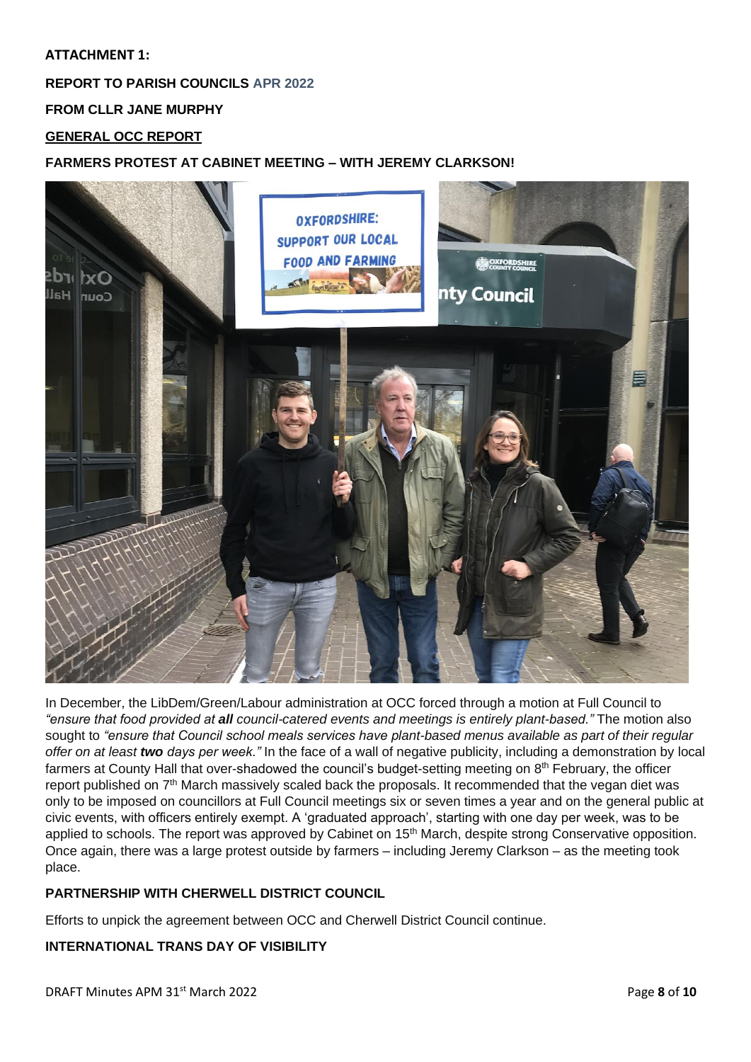**ATTACHMENT 1:**

**REPORT TO PARISH COUNCILS APR 2022**

**FROM CLLR JANE MURPHY**

## GENERAL OCC REPORT

### FARMERS PROTEST AT CABINET MEETING – WITH JEREMY CLARKSON!

In December, the LibDem/Green/Labour administration at OCC forced through a motion at Full Council to *"ensure that food provided at **all** council-catered events and meetings is entirely plant-based."* The motion also sought to *"ensure that Council school meals services have plant-based menus available as part of their regular offer on at least **two** days per week."* In the face of a wall of negative publicity, including a demonstration by local farmers at County Hall that over-shadowed the council's budget-setting meeting on 8th February, the officer report published on 7th March massively scaled back the proposals. It recommended that the vegan diet was only to be imposed on councillors at Full Council meetings six or seven times a year and on the general public at civic events, with officers entirely exempt. A 'graduated approach', starting with one day per week, was to be applied to schools. The report was approved by Cabinet on 15th March, despite strong Conservative opposition. Once again, there was a large protest outside by farmers – including Jeremy Clarkson – as the meeting took place.

### PARTNERSHIP WITH CHERWELL DISTRICT COUNCIL

Efforts to unpick the agreement between OCC and Cherwell District Council continue.

### INTERNATIONAL TRANS DAY OF VISIBILITY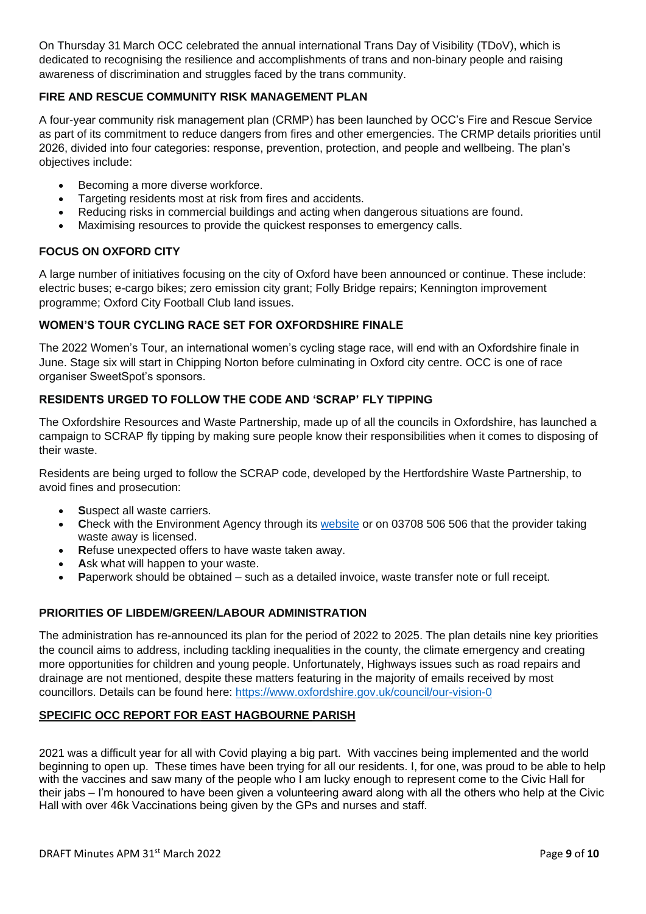On Thursday 31 March OCC celebrated the annual international Trans Day of Visibility (TDoV), which is dedicated to recognising the resilience and accomplishments of trans and non-binary people and raising awareness of discrimination and struggles faced by the trans community.

**FIRE AND RESCUE COMMUNITY RISK MANAGEMENT PLAN**

A four-year community risk management plan (CRMP) has been launched by OCC's Fire and Rescue Service as part of its commitment to reduce dangers from fires and other emergencies. The CRMP details priorities until 2026, divided into four categories: response, prevention, protection, and people and wellbeing. The plan's objectives include:

- Becoming a more diverse workforce.
- Targeting residents most at risk from fires and accidents.
- Reducing risks in commercial buildings and acting when dangerous situations are found.
- Maximising resources to provide the quickest responses to emergency calls.

**FOCUS ON OXFORD CITY**

A large number of initiatives focusing on the city of Oxford have been announced or continue. These include: electric buses; e-cargo bikes; zero emission city grant; Folly Bridge repairs; Kennington improvement programme; Oxford City Football Club land issues.

**WOMEN'S TOUR CYCLING RACE SET FOR OXFORDSHIRE FINALE**

The 2022 Women's Tour, an international women's cycling stage race, will end with an Oxfordshire finale in June. Stage six will start in Chipping Norton before culminating in Oxford city centre. OCC is one of race organiser SweetSpot's sponsors.

**RESIDENTS URGED TO FOLLOW THE CODE AND 'SCRAP' FLY TIPPING**

The Oxfordshire Resources and Waste Partnership, made up of all the councils in Oxfordshire, has launched a campaign to SCRAP fly tipping by making sure people know their responsibilities when it comes to disposing of their waste.

Residents are being urged to follow the SCRAP code, developed by the Hertfordshire Waste Partnership, to avoid fines and prosecution:

- **S**uspect all waste carriers.
- **C**heck with the Environment Agency through its website or on 03708 506 506 that the provider taking waste away is licensed.
- **R**efuse unexpected offers to have waste taken away.
- **A**sk what will happen to your waste.
- **P**aperwork should be obtained – such as a detailed invoice, waste transfer note or full receipt.

**PRIORITIES OF LIBDEM/GREEN/LABOUR ADMINISTRATION**

The administration has re-announced its plan for the period of 2022 to 2025. The plan details nine key priorities the council aims to address, including tackling inequalities in the county, the climate emergency and creating more opportunities for children and young people. Unfortunately, Highways issues such as road repairs and drainage are not mentioned, despite these matters featuring in the majority of emails received by most councillors. Details can be found here: https://www.oxfordshire.gov.uk/council/our-vision-0

**SPECIFIC OCC REPORT FOR EAST HAGBOURNE PARISH**

2021 was a difficult year for all with Covid playing a big part. With vaccines being implemented and the world beginning to open up. These times have been trying for all our residents. I, for one, was proud to be able to help with the vaccines and saw many of the people who I am lucky enough to represent come to the Civic Hall for their jabs – I'm honoured to have been given a volunteering award along with all the others who help at the Civic Hall with over 46k Vaccinations being given by the GPs and nurses and staff.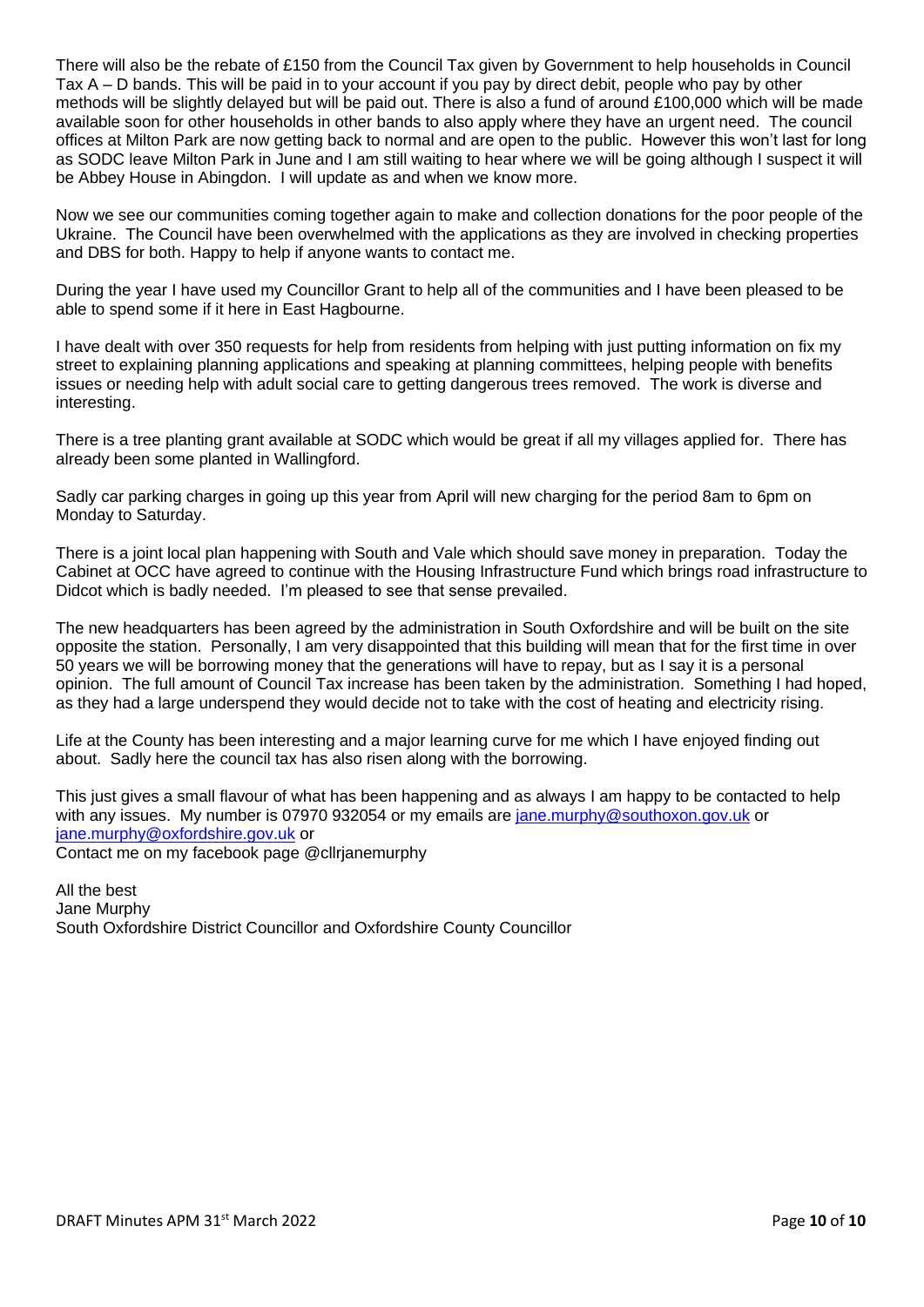There will also be the rebate of £150 from the Council Tax given by Government to help households in Council Tax A – D bands. This will be paid in to your account if you pay by direct debit, people who pay by other methods will be slightly delayed but will be paid out. There is also a fund of around £100,000 which will be made available soon for other households in other bands to also apply where they have an urgent need. The council offices at Milton Park are now getting back to normal and are open to the public. However this won't last for long as SODC leave Milton Park in June and I am still waiting to hear where we will be going although I suspect it will be Abbey House in Abingdon. I will update as and when we know more.

Now we see our communities coming together again to make and collection donations for the poor people of the Ukraine. The Council have been overwhelmed with the applications as they are involved in checking properties and DBS for both. Happy to help if anyone wants to contact me.

During the year I have used my Councillor Grant to help all of the communities and I have been pleased to be able to spend some if it here in East Hagbourne.

I have dealt with over 350 requests for help from residents from helping with just putting information on fix my street to explaining planning applications and speaking at planning committees, helping people with benefits issues or needing help with adult social care to getting dangerous trees removed. The work is diverse and interesting.

There is a tree planting grant available at SODC which would be great if all my villages applied for. There has already been some planted in Wallingford.

Sadly car parking charges in going up this year from April will new charging for the period 8am to 6pm on Monday to Saturday.

There is a joint local plan happening with South and Vale which should save money in preparation. Today the Cabinet at OCC have agreed to continue with the Housing Infrastructure Fund which brings road infrastructure to Didcot which is badly needed. I'm pleased to see that sense prevailed.

The new headquarters has been agreed by the administration in South Oxfordshire and will be built on the site opposite the station. Personally, I am very disappointed that this building will mean that for the first time in over 50 years we will be borrowing money that the generations will have to repay, but as I say it is a personal opinion. The full amount of Council Tax increase has been taken by the administration. Something I had hoped, as they had a large underspend they would decide not to take with the cost of heating and electricity rising.

Life at the County has been interesting and a major learning curve for me which I have enjoyed finding out about. Sadly here the council tax has also risen along with the borrowing.

This just gives a small flavour of what has been happening and as always I am happy to be contacted to help with any issues. My number is 07970 932054 or my emails are jane.murphy@southoxon.gov.uk or jane.murphy@oxfordshire.gov.uk or
Contact me on my facebook page @cllrjanemurphy

All the best
Jane Murphy
South Oxfordshire District Councillor and Oxfordshire County Councillor